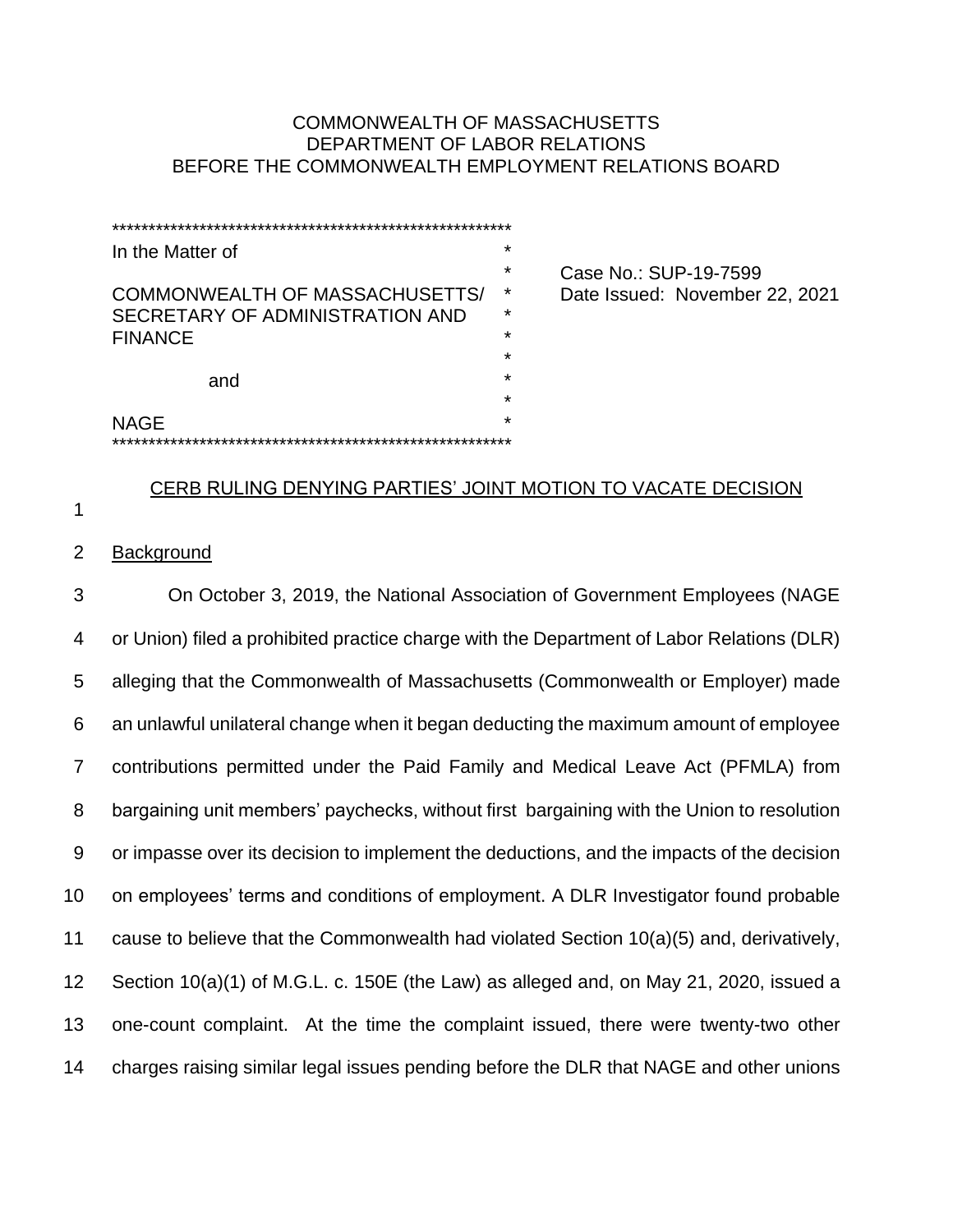COMMONWEALTH OF MASSACHUSETTS
DEPARTMENT OF LABOR RELATIONS
BEFORE THE COMMONWEALTH EMPLOYMENT RELATIONS BOARD

| | |
|---|---|
| In the Matter of<br><br>COMMONWEALTH OF MASSACHUSETTS/<br>SECRETARY OF ADMINISTRATION AND<br>FINANCE<br><br>and<br><br>NAGE | Case No.: SUP-19-7599<br>Date Issued: November 22, 2021 |

CERB RULING DENYING PARTIES' JOINT MOTION TO VACATE DECISION

Background

On October 3, 2019, the National Association of Government Employees (NAGE or Union) filed a prohibited practice charge with the Department of Labor Relations (DLR) alleging that the Commonwealth of Massachusetts (Commonwealth or Employer) made an unlawful unilateral change when it began deducting the maximum amount of employee contributions permitted under the Paid Family and Medical Leave Act (PFMLA) from bargaining unit members' paychecks, without first bargaining with the Union to resolution or impasse over its decision to implement the deductions, and the impacts of the decision on employees' terms and conditions of employment. A DLR Investigator found probable cause to believe that the Commonwealth had violated Section 10(a)(5) and, derivatively, Section 10(a)(1) of M.G.L. c. 150E (the Law) as alleged and, on May 21, 2020, issued a one-count complaint. At the time the complaint issued, there were twenty-two other charges raising similar legal issues pending before the DLR that NAGE and other unions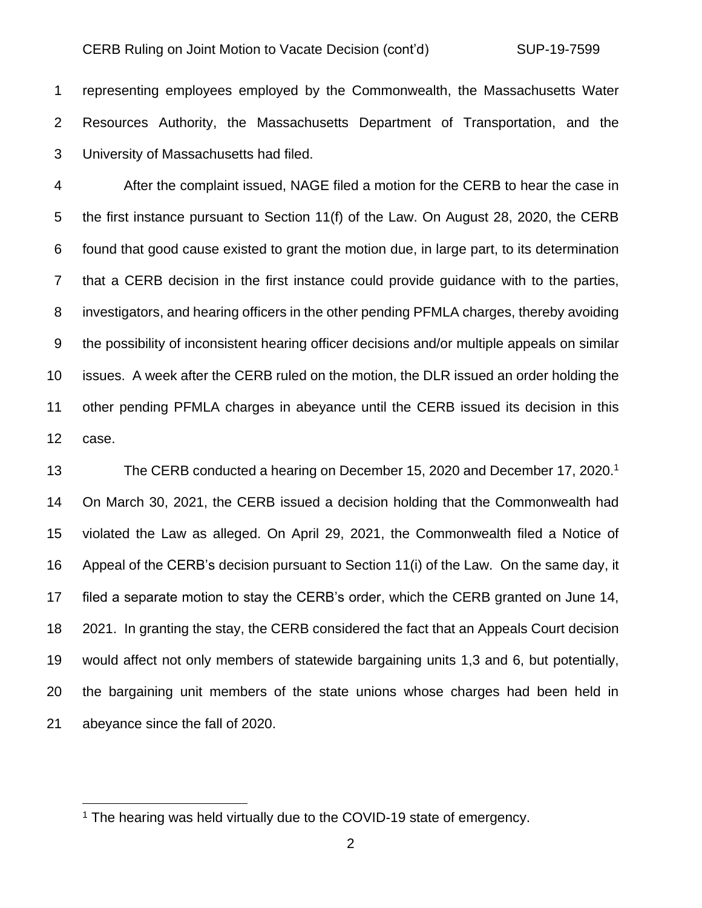representing employees employed by the Commonwealth, the Massachusetts Water Resources Authority, the Massachusetts Department of Transportation, and the University of Massachusetts had filed.

After the complaint issued, NAGE filed a motion for the CERB to hear the case in the first instance pursuant to Section 11(f) of the Law. On August 28, 2020, the CERB found that good cause existed to grant the motion due, in large part, to its determination that a CERB decision in the first instance could provide guidance with to the parties, investigators, and hearing officers in the other pending PFMLA charges, thereby avoiding the possibility of inconsistent hearing officer decisions and/or multiple appeals on similar issues. A week after the CERB ruled on the motion, the DLR issued an order holding the other pending PFMLA charges in abeyance until the CERB issued its decision in this case.

The CERB conducted a hearing on December 15, 2020 and December 17, 2020.[1] On March 30, 2021, the CERB issued a decision holding that the Commonwealth had violated the Law as alleged. On April 29, 2021, the Commonwealth filed a Notice of Appeal of the CERB's decision pursuant to Section 11(i) of the Law. On the same day, it filed a separate motion to stay the CERB's order, which the CERB granted on June 14, 2021. In granting the stay, the CERB considered the fact that an Appeals Court decision would affect not only members of statewide bargaining units 1,3 and 6, but potentially, the bargaining unit members of the state unions whose charges had been held in abeyance since the fall of 2020.

---

[1] The hearing was held virtually due to the COVID-19 state of emergency.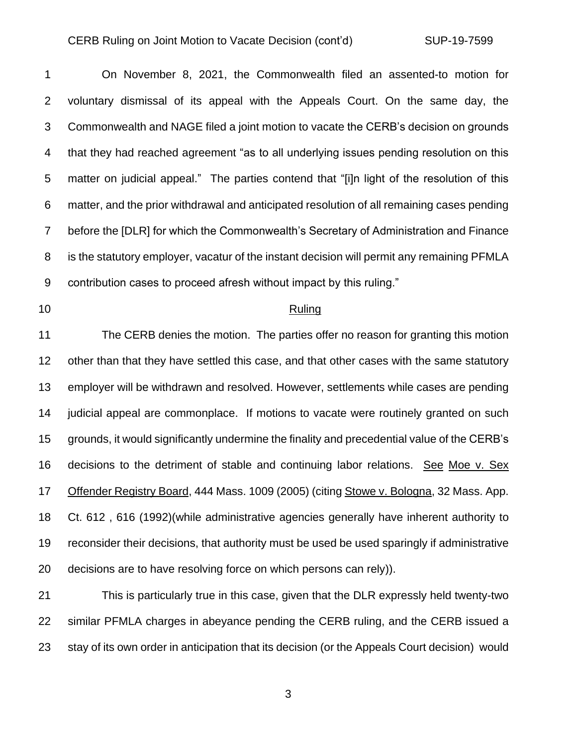On November 8, 2021, the Commonwealth filed an assented-to motion for voluntary dismissal of its appeal with the Appeals Court. On the same day, the Commonwealth and NAGE filed a joint motion to vacate the CERB's decision on grounds that they had reached agreement "as to all underlying issues pending resolution on this matter on judicial appeal." The parties contend that "[i]n light of the resolution of this matter, and the prior withdrawal and anticipated resolution of all remaining cases pending before the [DLR] for which the Commonwealth's Secretary of Administration and Finance is the statutory employer, vacatur of the instant decision will permit any remaining PFMLA contribution cases to proceed afresh without impact by this ruling."

## Ruling

The CERB denies the motion. The parties offer no reason for granting this motion other than that they have settled this case, and that other cases with the same statutory employer will be withdrawn and resolved. However, settlements while cases are pending judicial appeal are commonplace. If motions to vacate were routinely granted on such grounds, it would significantly undermine the finality and precedential value of the CERB's decisions to the detriment of stable and continuing labor relations. See Moe v. Sex Offender Registry Board, 444 Mass. 1009 (2005) (citing Stowe v. Bologna, 32 Mass. App. Ct. 612 , 616 (1992)(while administrative agencies generally have inherent authority to reconsider their decisions, that authority must be used be used sparingly if administrative decisions are to have resolving force on which persons can rely)).

This is particularly true in this case, given that the DLR expressly held twenty-two similar PFMLA charges in abeyance pending the CERB ruling, and the CERB issued a stay of its own order in anticipation that its decision (or the Appeals Court decision) would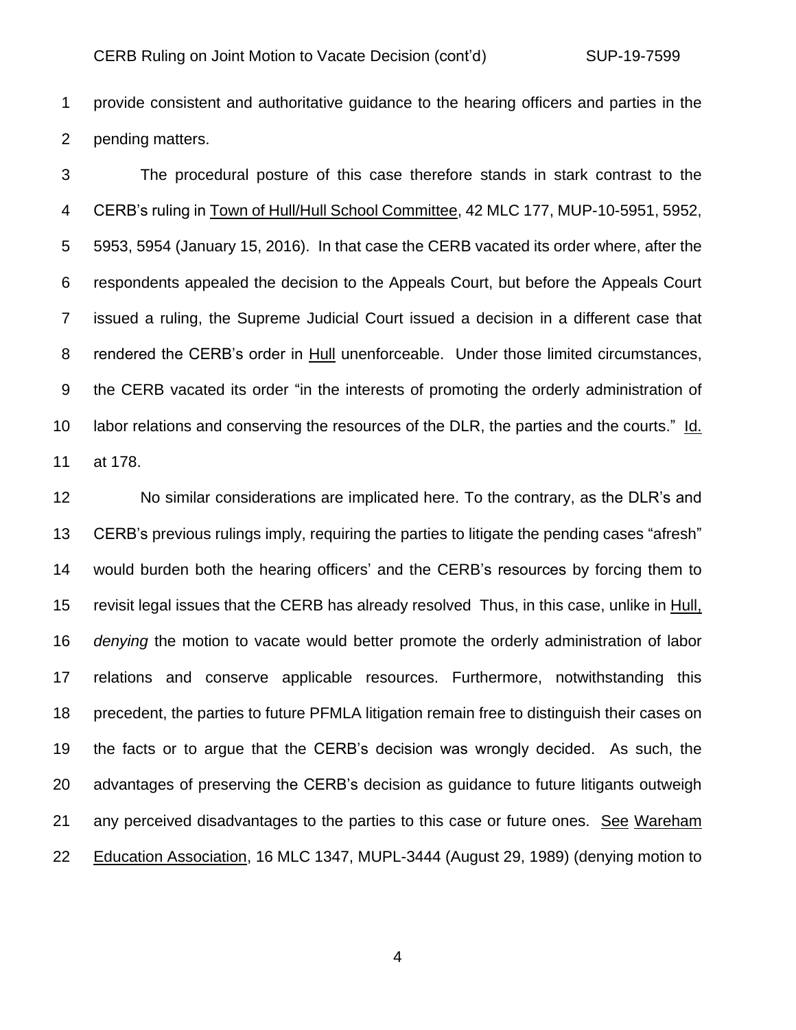provide consistent and authoritative guidance to the hearing officers and parties in the pending matters.

The procedural posture of this case therefore stands in stark contrast to the CERB's ruling in Town of Hull/Hull School Committee, 42 MLC 177, MUP-10-5951, 5952, 5953, 5954 (January 15, 2016). In that case the CERB vacated its order where, after the respondents appealed the decision to the Appeals Court, but before the Appeals Court issued a ruling, the Supreme Judicial Court issued a decision in a different case that rendered the CERB's order in Hull unenforceable. Under those limited circumstances, the CERB vacated its order "in the interests of promoting the orderly administration of labor relations and conserving the resources of the DLR, the parties and the courts." Id. at 178.

No similar considerations are implicated here. To the contrary, as the DLR's and CERB's previous rulings imply, requiring the parties to litigate the pending cases "afresh" would burden both the hearing officers' and the CERB's resources by forcing them to revisit legal issues that the CERB has already resolved Thus, in this case, unlike in Hull, *denying* the motion to vacate would better promote the orderly administration of labor relations and conserve applicable resources. Furthermore, notwithstanding this precedent, the parties to future PFMLA litigation remain free to distinguish their cases on the facts or to argue that the CERB's decision was wrongly decided. As such, the advantages of preserving the CERB's decision as guidance to future litigants outweigh any perceived disadvantages to the parties to this case or future ones. See Wareham Education Association, 16 MLC 1347, MUPL-3444 (August 29, 1989) (denying motion to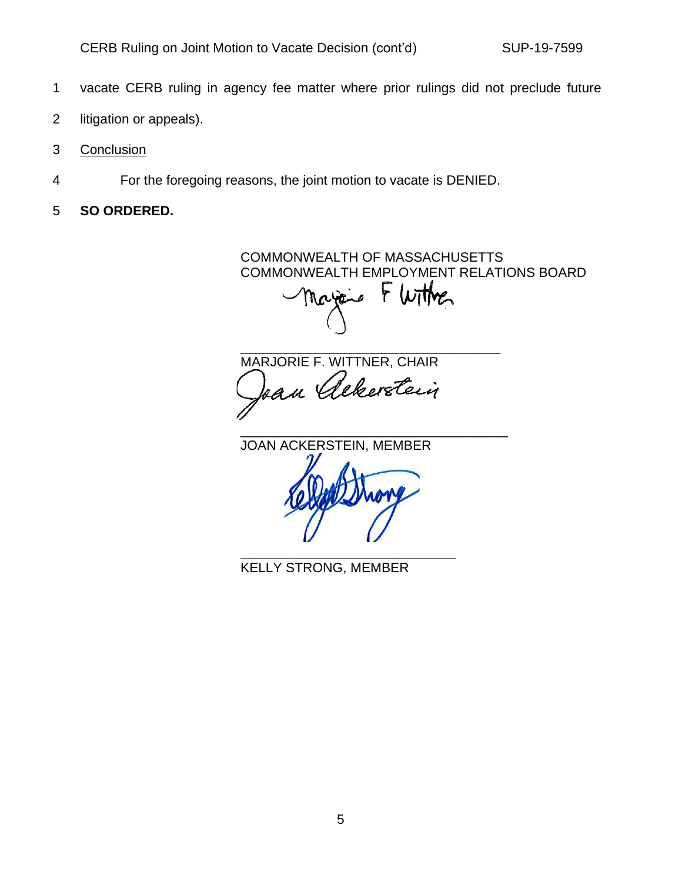vacate CERB ruling in agency fee matter where prior rulings did not preclude future litigation or appeals).

Conclusion

For the foregoing reasons, the joint motion to vacate is DENIED.

**SO ORDERED.**

COMMONWEALTH OF MASSACHUSETTS
COMMONWEALTH EMPLOYMENT RELATIONS BOARD

\_\_\_\_\_\_\_\_\_\_\_\_\_\_\_\_\_\_\_\_\_\_\_\_\_\_\_\_\_\_\_\_\_\_\_
MARJORIE F. WITTNER, CHAIR

\_\_\_\_\_\_\_\_\_\_\_\_\_\_\_\_\_\_\_\_\_\_\_\_\_\_\_\_\_\_\_\_\_\_\_
JOAN ACKERSTEIN, MEMBER

\_\_\_\_\_\_\_\_\_\_\_\_\_\_\_\_\_\_\_\_\_\_\_\_\_\_\_\_\_\_\_\_\_\_\_
KELLY STRONG, MEMBER